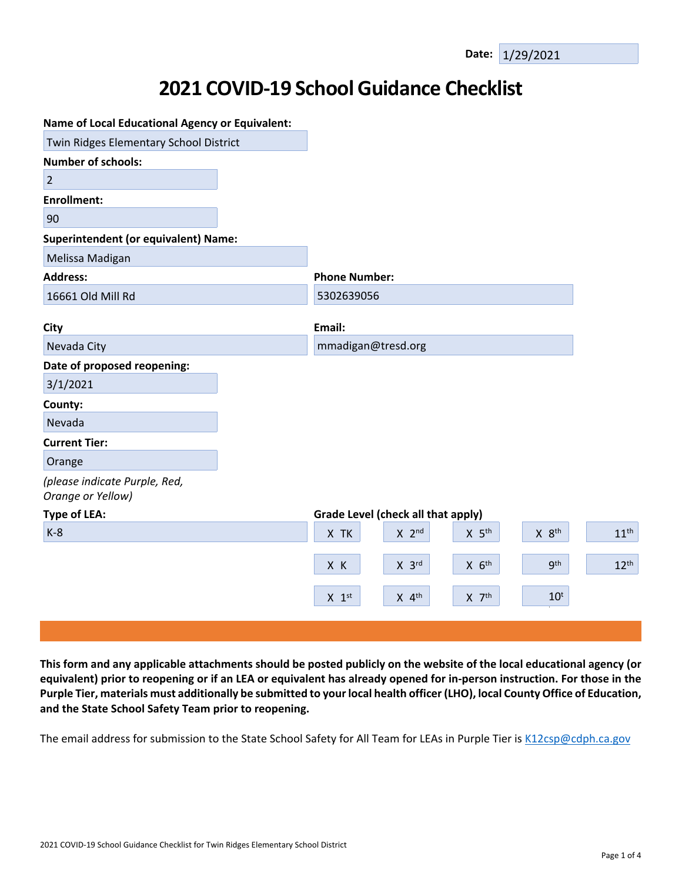**Date:** 1/29/2021

# 2021 COVID-19 School Guidance Checklist

**Name of Local Educational Agency or Equivalent:**

Twin Ridges Elementary School District

**Number of schools:**

2

**Enrollment:**

90

**Superintendent (or equivalent) Name:**

Melissa Madigan

**Address:**

16661 Old Mill Rd

**Phone Number:**

5302639056

**City**

Nevada City

**Email:**

mmadigan@tresd.org

**Date of proposed reopening:**

3/1/2021

**County:**

Nevada

**Current Tier:**

Orange

*(please indicate Purple, Red, Orange or Yellow)*

**Type of LEA:**

K-8

**Grade Level (check all that apply)**

| | | | | |
|---|---|---|---|---|
| X TK | X 2nd | X 5th | X 8th | 11th |
| X K | X 3rd | X 6th | 9th | 12th |
| X 1st | X 4th | X 7th | 10t | |

**This form and any applicable attachments should be posted publicly on the website of the local educational agency (or equivalent) prior to reopening or if an LEA or equivalent has already opened for in-person instruction. For those in the Purple Tier, materials must additionally be submitted to your local health officer (LHO), local County Office of Education, and the State School Safety Team prior to reopening.**

The email address for submission to the State School Safety for All Team for LEAs in Purple Tier is K12csp@cdph.ca.gov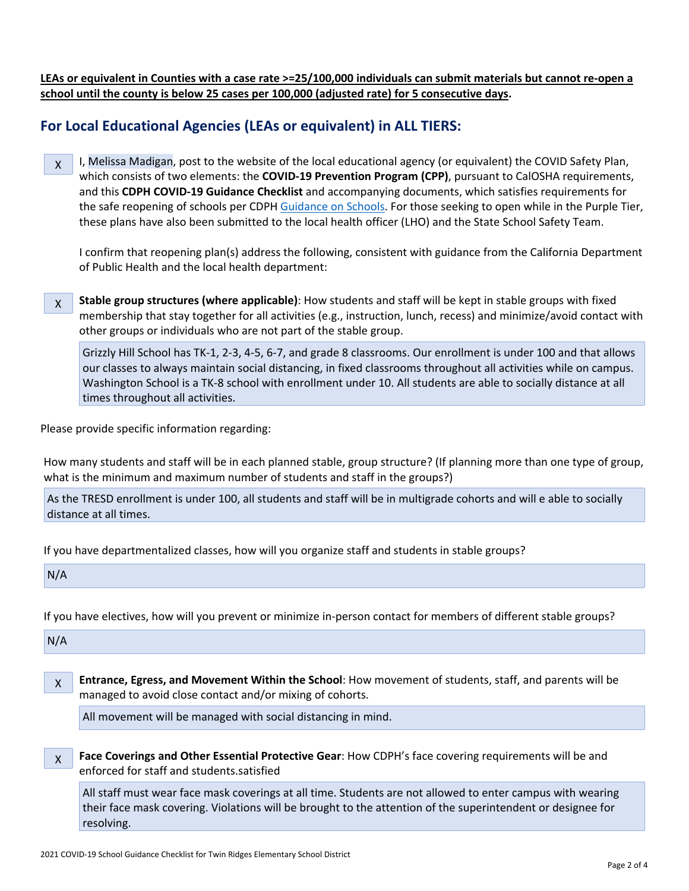**LEAs or equivalent in Counties with a case rate >=25/100,000 individuals can submit materials but cannot re-open a school until the county is below 25 cases per 100,000 (adjusted rate) for 5 consecutive days.**

## For Local Educational Agencies (LEAs or equivalent) in ALL TIERS:

X I, Melissa Madigan, post to the website of the local educational agency (or equivalent) the COVID Safety Plan, which consists of two elements: the **COVID-19 Prevention Program (CPP)**, pursuant to CalOSHA requirements, and this **CDPH COVID-19 Guidance Checklist** and accompanying documents, which satisfies requirements for the safe reopening of schools per CDPH Guidance on Schools. For those seeking to open while in the Purple Tier, these plans have also been submitted to the local health officer (LHO) and the State School Safety Team.

I confirm that reopening plan(s) address the following, consistent with guidance from the California Department of Public Health and the local health department:

X **Stable group structures (where applicable)**: How students and staff will be kept in stable groups with fixed membership that stay together for all activities (e.g., instruction, lunch, recess) and minimize/avoid contact with other groups or individuals who are not part of the stable group.

Grizzly Hill School has TK-1, 2-3, 4-5, 6-7, and grade 8 classrooms. Our enrollment is under 100 and that allows our classes to always maintain social distancing, in fixed classrooms throughout all activities while on campus. Washington School is a TK-8 school with enrollment under 10. All students are able to socially distance at all times throughout all activities.

Please provide specific information regarding:

How many students and staff will be in each planned stable, group structure? (If planning more than one type of group, what is the minimum and maximum number of students and staff in the groups?)

As the TRESD enrollment is under 100, all students and staff will be in multigrade cohorts and will e able to socially distance at all times.

If you have departmentalized classes, how will you organize staff and students in stable groups?

N/A

If you have electives, how will you prevent or minimize in-person contact for members of different stable groups?

N/A

X **Entrance, Egress, and Movement Within the School**: How movement of students, staff, and parents will be managed to avoid close contact and/or mixing of cohorts.

All movement will be managed with social distancing in mind.

X **Face Coverings and Other Essential Protective Gear**: How CDPH's face covering requirements will be and enforced for staff and students.satisfied

All staff must wear face mask coverings at all time. Students are not allowed to enter campus with wearing their face mask covering. Violations will be brought to the attention of the superintendent or designee for resolving.

2021 COVID-19 School Guidance Checklist for Twin Ridges Elementary School District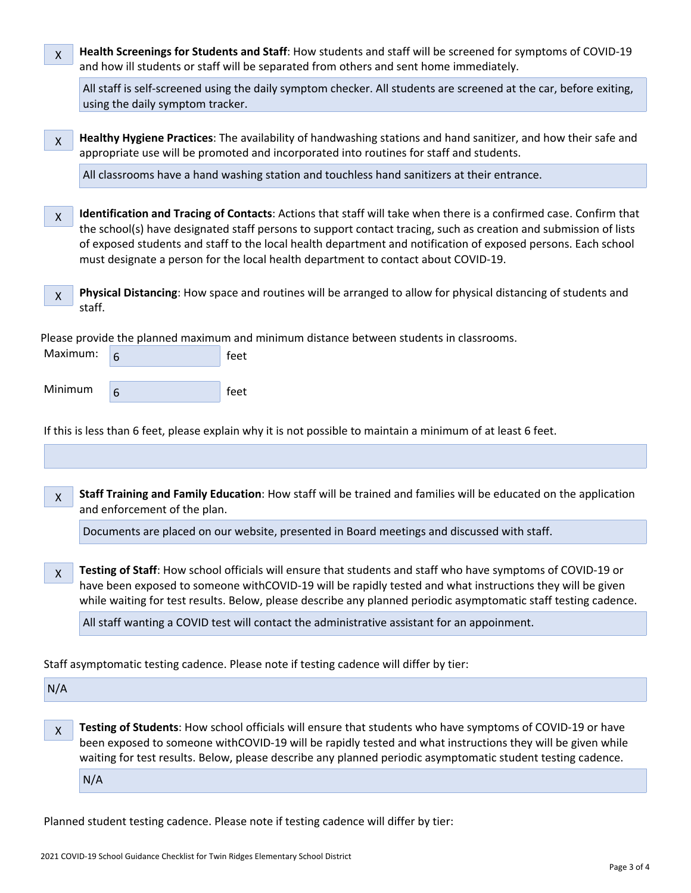X **Health Screenings for Students and Staff**: How students and staff will be screened for symptoms of COVID-19 and how ill students or staff will be separated from others and sent home immediately.

All staff is self-screened using the daily symptom checker. All students are screened at the car, before exiting, using the daily symptom tracker.

X **Healthy Hygiene Practices**: The availability of handwashing stations and hand sanitizer, and how their safe and appropriate use will be promoted and incorporated into routines for staff and students.

All classrooms have a hand washing station and touchless hand sanitizers at their entrance.

X **Identification and Tracing of Contacts**: Actions that staff will take when there is a confirmed case. Confirm that the school(s) have designated staff persons to support contact tracing, such as creation and submission of lists of exposed students and staff to the local health department and notification of exposed persons. Each school must designate a person for the local health department to contact about COVID-19.

X **Physical Distancing**: How space and routines will be arranged to allow for physical distancing of students and staff.

Please provide the planned maximum and minimum distance between students in classrooms.

Maximum: 6 feet

Minimum 6 feet

If this is less than 6 feet, please explain why it is not possible to maintain a minimum of at least 6 feet.

X **Staff Training and Family Education**: How staff will be trained and families will be educated on the application and enforcement of the plan.

Documents are placed on our website, presented in Board meetings and discussed with staff.

X **Testing of Staff**: How school officials will ensure that students and staff who have symptoms of COVID-19 or have been exposed to someone withCOVID-19 will be rapidly tested and what instructions they will be given while waiting for test results. Below, please describe any planned periodic asymptomatic staff testing cadence.

All staff wanting a COVID test will contact the administrative assistant for an appoinment.

Staff asymptomatic testing cadence. Please note if testing cadence will differ by tier:

N/A

X **Testing of Students**: How school officials will ensure that students who have symptoms of COVID-19 or have been exposed to someone withCOVID-19 will be rapidly tested and what instructions they will be given while waiting for test results. Below, please describe any planned periodic asymptomatic student testing cadence.

N/A

Planned student testing cadence. Please note if testing cadence will differ by tier: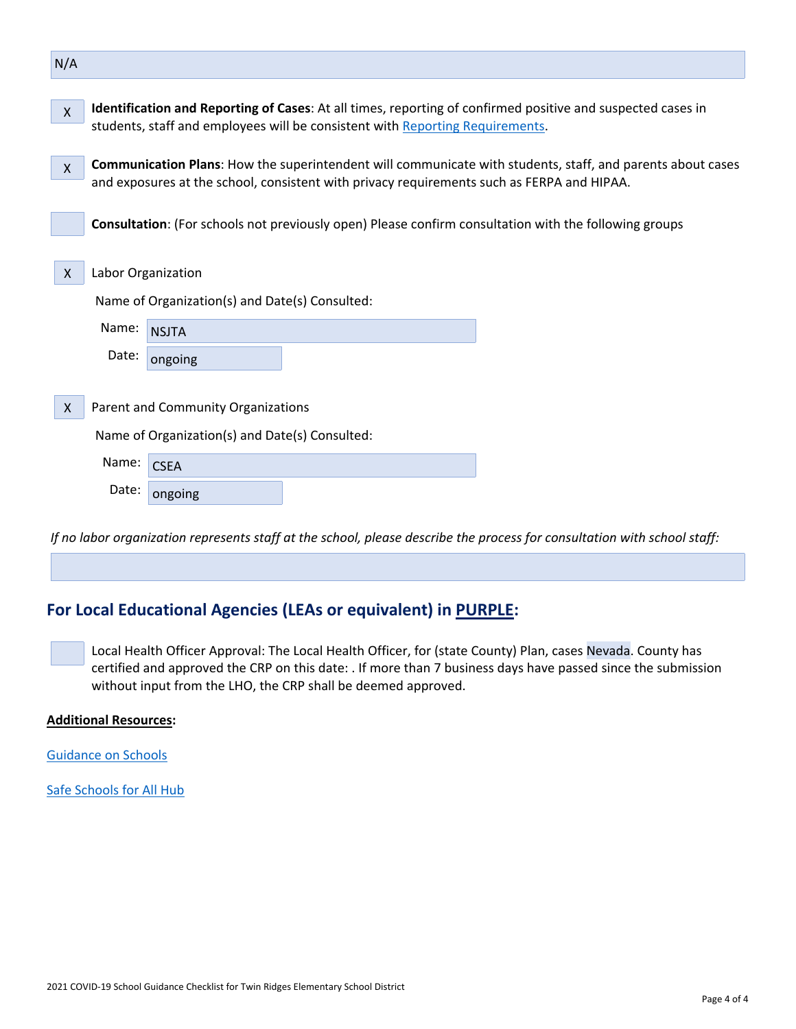N/A

X **Identification and Reporting of Cases**: At all times, reporting of confirmed positive and suspected cases in students, staff and employees will be consistent with Reporting Requirements.

X **Communication Plans**: How the superintendent will communicate with students, staff, and parents about cases and exposures at the school, consistent with privacy requirements such as FERPA and HIPAA.

**Consultation**: (For schools not previously open) Please confirm consultation with the following groups

X Labor Organization

Name of Organization(s) and Date(s) Consulted:

Name: NSJTA

Date: ongoing

X Parent and Community Organizations

Name of Organization(s) and Date(s) Consulted:

Name: CSEA

Date: ongoing

*If no labor organization represents staff at the school, please describe the process for consultation with school staff:*

## For Local Educational Agencies (LEAs or equivalent) in PURPLE:

Local Health Officer Approval: The Local Health Officer, for (state County) Plan, cases Nevada. County has certified and approved the CRP on this date: . If more than 7 business days have passed since the submission without input from the LHO, the CRP shall be deemed approved.

**Additional Resources:**

Guidance on Schools

Safe Schools for All Hub

2021 COVID-19 School Guidance Checklist for Twin Ridges Elementary School District